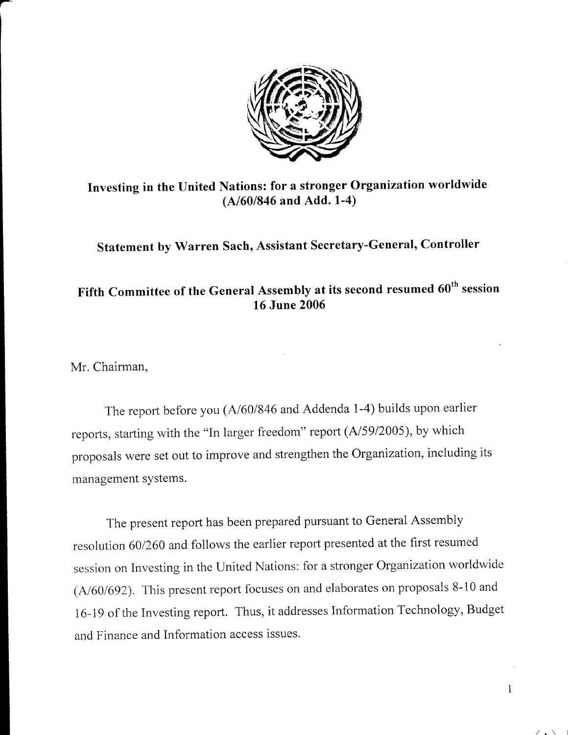# Investing in the United Nations: for a stronger Organization worldwide (A/60/846 and Add. 1-4)

## Statement by Warren Sach, Assistant Secretary-General, Controller

## Fifth Committee of the General Assembly at its second resumed 60th session 16 June 2006

Mr. Chairman,

The report before you (A/60/846 and Addenda 1-4) builds upon earlier reports, starting with the "In larger freedom" report (A/59/2005), by which proposals were set out to improve and strengthen the Organization, including its management systems.

The present report has been prepared pursuant to General Assembly resolution 60/260 and follows the earlier report presented at the first resumed session on Investing in the United Nations: for a stronger Organization worldwide (A/60/692). This present report focuses on and elaborates on proposals 8-10 and 16-19 of the Investing report. Thus, it addresses Information Technology, Budget and Finance and Information access issues.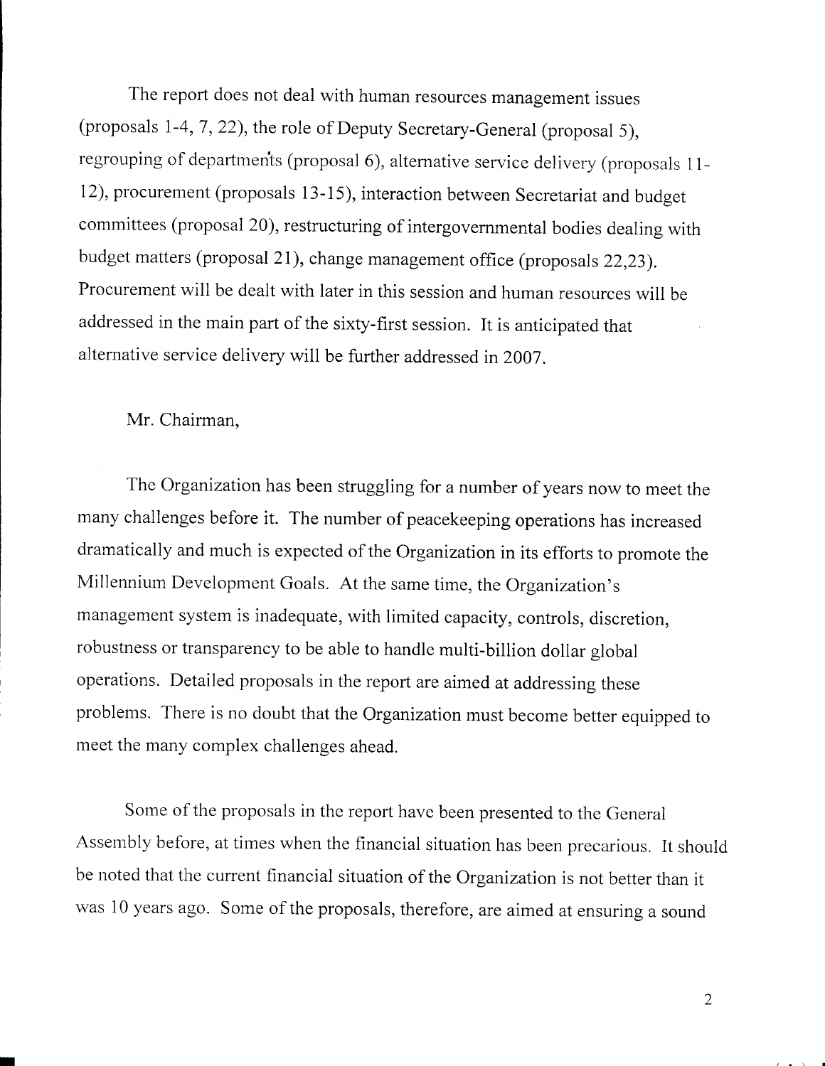The report does not deal with human resources management issues (proposals 1-4, 7, 22), the role of Deputy Secretary-General (proposal 5), regrouping of departments (proposal 6), alternative service delivery (proposals 11-12), procurement (proposals 13-15), interaction between Secretariat and budget committees (proposal 20), restructuring of intergovernmental bodies dealing with budget matters (proposal 21), change management office (proposals 22,23). Procurement will be dealt with later in this session and human resources will be addressed in the main part of the sixty-first session. It is anticipated that alternative service delivery will be further addressed in 2007.

Mr. Chairman,

The Organization has been struggling for a number of years now to meet the many challenges before it. The number of peacekeeping operations has increased dramatically and much is expected of the Organization in its efforts to promote the Millennium Development Goals. At the same time, the Organization's management system is inadequate, with limited capacity, controls, discretion, robustness or transparency to be able to handle multi-billion dollar global operations. Detailed proposals in the report are aimed at addressing these problems. There is no doubt that the Organization must become better equipped to meet the many complex challenges ahead.

Some of the proposals in the report have been presented to the General Assembly before, at times when the financial situation has been precarious. It should be noted that the current financial situation of the Organization is not better than it was 10 years ago. Some of the proposals, therefore, are aimed at ensuring a sound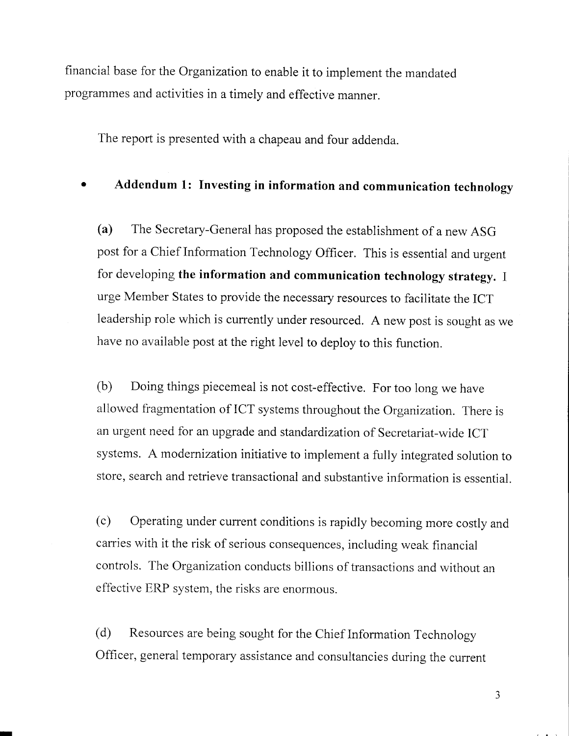financial base for the Organization to enable it to implement the mandated programmes and activities in a timely and effective manner.

The report is presented with a chapeau and four addenda.

- **Addendum 1: Investing in information and communication technology**

**(a)** The Secretary-General has proposed the establishment of a new ASG post for a Chief Information Technology Officer. This is essential and urgent for developing **the information and communication technology strategy.** I urge Member States to provide the necessary resources to facilitate the ICT leadership role which is currently under resourced. A new post is sought as we have no available post at the right level to deploy to this function.

(b) Doing things piecemeal is not cost-effective. For too long we have allowed fragmentation of ICT systems throughout the Organization. There is an urgent need for an upgrade and standardization of Secretariat-wide ICT systems. A modernization initiative to implement a fully integrated solution to store, search and retrieve transactional and substantive information is essential.

(c) Operating under current conditions is rapidly becoming more costly and carries with it the risk of serious consequences, including weak financial controls. The Organization conducts billions of transactions and without an effective ERP system, the risks are enormous.

(d) Resources are being sought for the Chief Information Technology Officer, general temporary assistance and consultancies during the current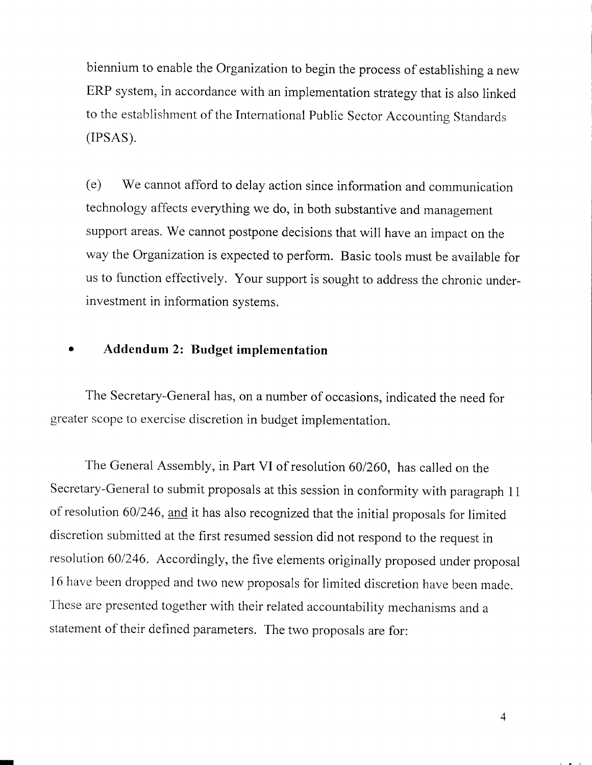biennium to enable the Organization to begin the process of establishing a new ERP system, in accordance with an implementation strategy that is also linked to the establishment of the International Public Sector Accounting Standards (IPSAS).

(e) We cannot afford to delay action since information and communication technology affects everything we do, in both substantive and management support areas. We cannot postpone decisions that will have an impact on the way the Organization is expected to perform. Basic tools must be available for us to function effectively. Your support is sought to address the chronic under-investment in information systems.

- **Addendum 2: Budget implementation**

The Secretary-General has, on a number of occasions, indicated the need for greater scope to exercise discretion in budget implementation.

The General Assembly, in Part VI of resolution 60/260, has called on the Secretary-General to submit proposals at this session in conformity with paragraph 11 of resolution 60/246, <u>and</u> it has also recognized that the initial proposals for limited discretion submitted at the first resumed session did not respond to the request in resolution 60/246. Accordingly, the five elements originally proposed under proposal 16 have been dropped and two new proposals for limited discretion have been made. These are presented together with their related accountability mechanisms and a statement of their defined parameters. The two proposals are for: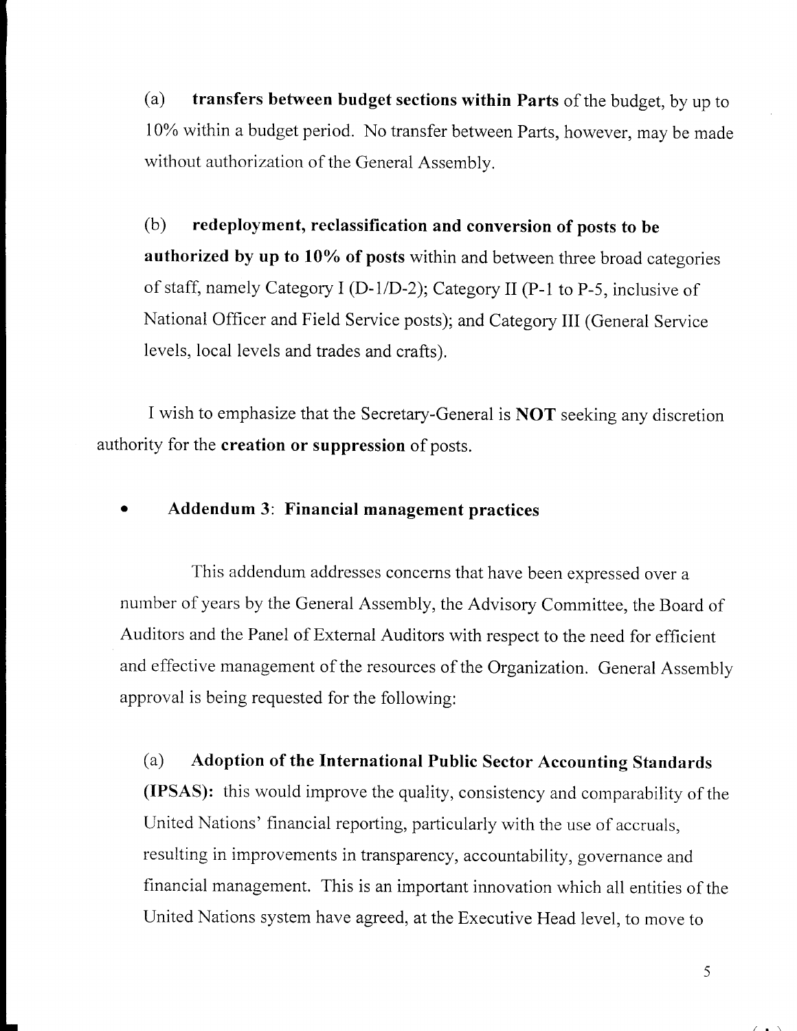(a) **transfers between budget sections within Parts** of the budget, by up to 10% within a budget period. No transfer between Parts, however, may be made without authorization of the General Assembly.

(b) **redeployment, reclassification and conversion of posts to be authorized by up to 10% of posts** within and between three broad categories of staff, namely Category I (D-1/D-2); Category II (P-1 to P-5, inclusive of National Officer and Field Service posts); and Category III (General Service levels, local levels and trades and crafts).

I wish to emphasize that the Secretary-General is **NOT** seeking any discretion authority for the **creation or suppression** of posts.

- **Addendum 3**: **Financial management practices**

This addendum addresses concerns that have been expressed over a number of years by the General Assembly, the Advisory Committee, the Board of Auditors and the Panel of External Auditors with respect to the need for efficient and effective management of the resources of the Organization. General Assembly approval is being requested for the following:

(a) **Adoption of the International Public Sector Accounting Standards (IPSAS):** this would improve the quality, consistency and comparability of the United Nations' financial reporting, particularly with the use of accruals, resulting in improvements in transparency, accountability, governance and financial management. This is an important innovation which all entities of the United Nations system have agreed, at the Executive Head level, to move to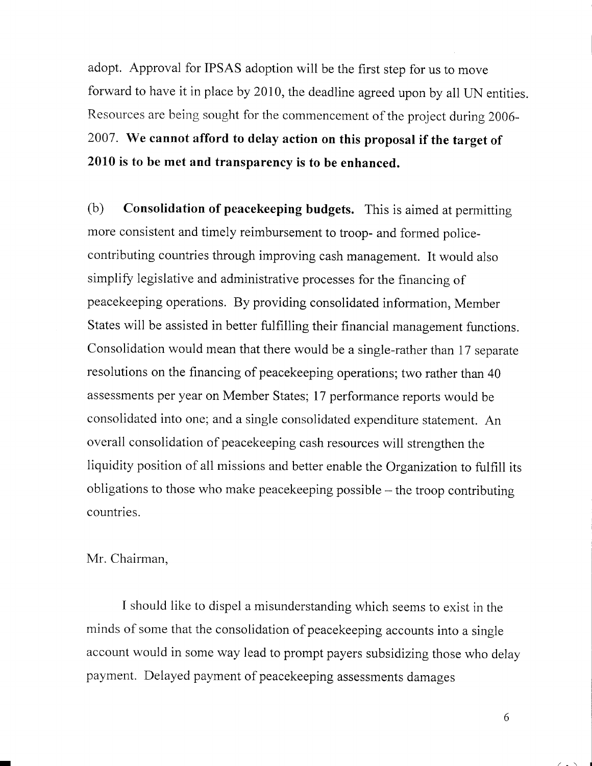adopt. Approval for IPSAS adoption will be the first step for us to move forward to have it in place by 2010, the deadline agreed upon by all UN entities. Resources are being sought for the commencement of the project during 2006-2007. **We cannot afford to delay action on this proposal if the target of 2010 is to be met and transparency is to be enhanced.**

(b) **Consolidation of peacekeeping budgets.** This is aimed at permitting more consistent and timely reimbursement to troop- and formed police-contributing countries through improving cash management. It would also simplify legislative and administrative processes for the financing of peacekeeping operations. By providing consolidated information, Member States will be assisted in better fulfilling their financial management functions. Consolidation would mean that there would be a single-rather than 17 separate resolutions on the financing of peacekeeping operations; two rather than 40 assessments per year on Member States; 17 performance reports would be consolidated into one; and a single consolidated expenditure statement. An overall consolidation of peacekeeping cash resources will strengthen the liquidity position of all missions and better enable the Organization to fulfill its obligations to those who make peacekeeping possible – the troop contributing countries.

Mr. Chairman,

I should like to dispel a misunderstanding which seems to exist in the minds of some that the consolidation of peacekeeping accounts into a single account would in some way lead to prompt payers subsidizing those who delay payment. Delayed payment of peacekeeping assessments damages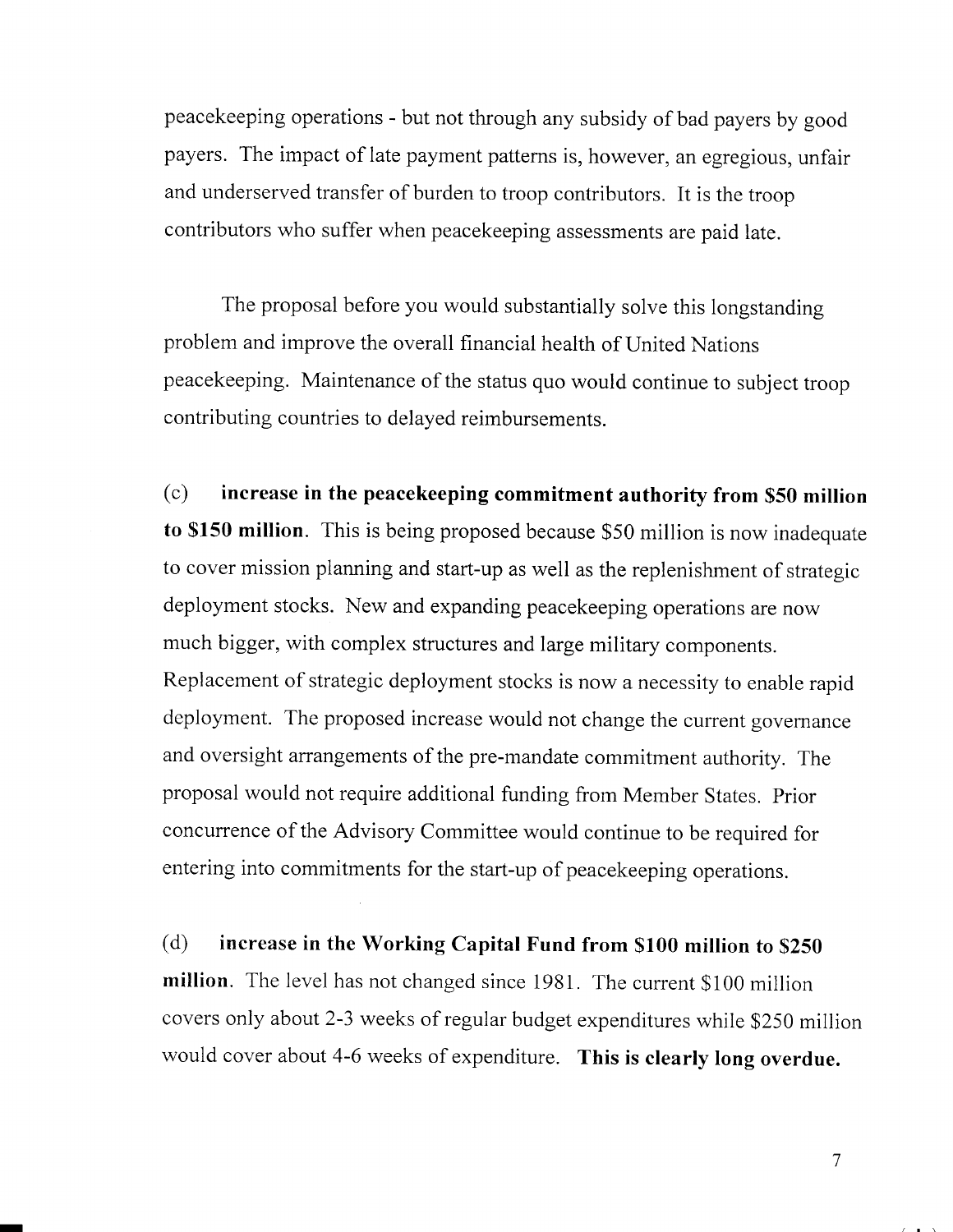peacekeeping operations - but not through any subsidy of bad payers by good payers. The impact of late payment patterns is, however, an egregious, unfair and underserved transfer of burden to troop contributors. It is the troop contributors who suffer when peacekeeping assessments are paid late.

The proposal before you would substantially solve this longstanding problem and improve the overall financial health of United Nations peacekeeping. Maintenance of the status quo would continue to subject troop contributing countries to delayed reimbursements.

(c) **increase in the peacekeeping commitment authority from $50 million to $150 million**. This is being proposed because $50 million is now inadequate to cover mission planning and start-up as well as the replenishment of strategic deployment stocks. New and expanding peacekeeping operations are now much bigger, with complex structures and large military components. Replacement of strategic deployment stocks is now a necessity to enable rapid deployment. The proposed increase would not change the current governance and oversight arrangements of the pre-mandate commitment authority. The proposal would not require additional funding from Member States. Prior concurrence of the Advisory Committee would continue to be required for entering into commitments for the start-up of peacekeeping operations.

(d) **increase in the Working Capital Fund from $100 million to $250 million**. The level has not changed since 1981. The current $100 million covers only about 2-3 weeks of regular budget expenditures while $250 million would cover about 4-6 weeks of expenditure. **This is clearly long overdue.**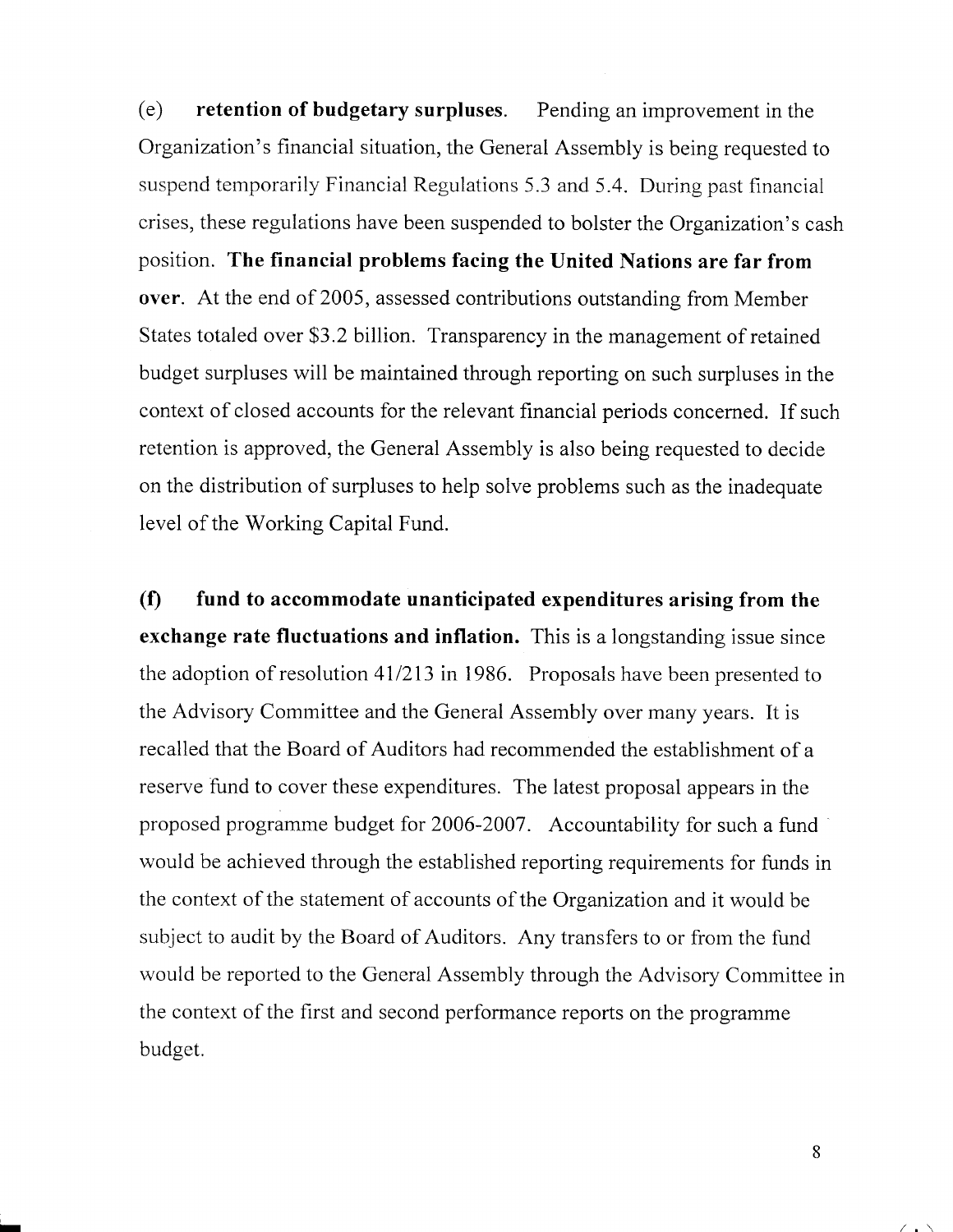(e) **retention of budgetary surpluses**. Pending an improvement in the Organization's financial situation, the General Assembly is being requested to suspend temporarily Financial Regulations 5.3 and 5.4. During past financial crises, these regulations have been suspended to bolster the Organization's cash position. **The financial problems facing the United Nations are far from over**. At the end of 2005, assessed contributions outstanding from Member States totaled over $3.2 billion. Transparency in the management of retained budget surpluses will be maintained through reporting on such surpluses in the context of closed accounts for the relevant financial periods concerned. If such retention is approved, the General Assembly is also being requested to decide on the distribution of surpluses to help solve problems such as the inadequate level of the Working Capital Fund.

**(f) fund to accommodate unanticipated expenditures arising from the exchange rate fluctuations and inflation.** This is a longstanding issue since the adoption of resolution 41/213 in 1986. Proposals have been presented to the Advisory Committee and the General Assembly over many years. It is recalled that the Board of Auditors had recommended the establishment of a reserve fund to cover these expenditures. The latest proposal appears in the proposed programme budget for 2006-2007. Accountability for such a fund would be achieved through the established reporting requirements for funds in the context of the statement of accounts of the Organization and it would be subject to audit by the Board of Auditors. Any transfers to or from the fund would be reported to the General Assembly through the Advisory Committee in the context of the first and second performance reports on the programme budget.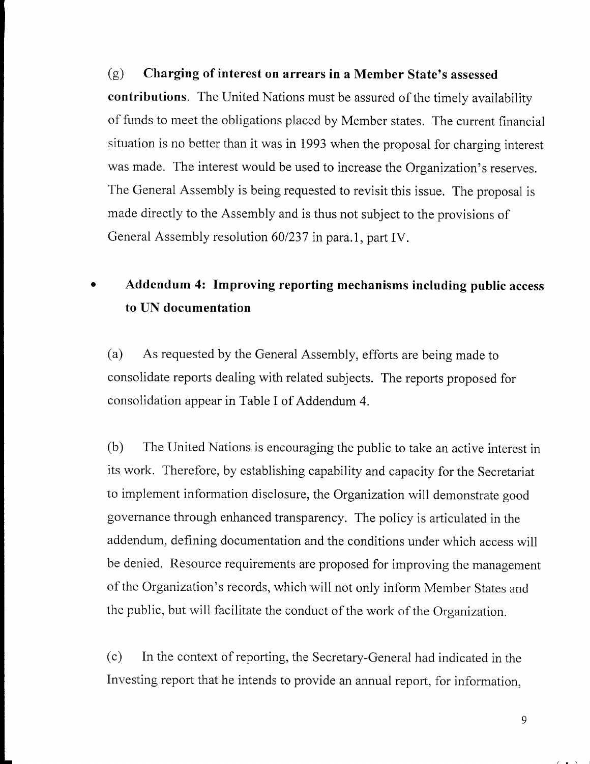(g) **Charging of interest on arrears in a Member State's assessed contributions**. The United Nations must be assured of the timely availability of funds to meet the obligations placed by Member states. The current financial situation is no better than it was in 1993 when the proposal for charging interest was made. The interest would be used to increase the Organization's reserves. The General Assembly is being requested to revisit this issue. The proposal is made directly to the Assembly and is thus not subject to the provisions of General Assembly resolution 60/237 in para.1, part IV.

- **Addendum 4: Improving reporting mechanisms including public access to UN documentation**

(a) As requested by the General Assembly, efforts are being made to consolidate reports dealing with related subjects. The reports proposed for consolidation appear in Table I of Addendum 4.

(b) The United Nations is encouraging the public to take an active interest in its work. Therefore, by establishing capability and capacity for the Secretariat to implement information disclosure, the Organization will demonstrate good governance through enhanced transparency. The policy is articulated in the addendum, defining documentation and the conditions under which access will be denied. Resource requirements are proposed for improving the management of the Organization's records, which will not only inform Member States and the public, but will facilitate the conduct of the work of the Organization.

(c) In the context of reporting, the Secretary-General had indicated in the Investing report that he intends to provide an annual report, for information,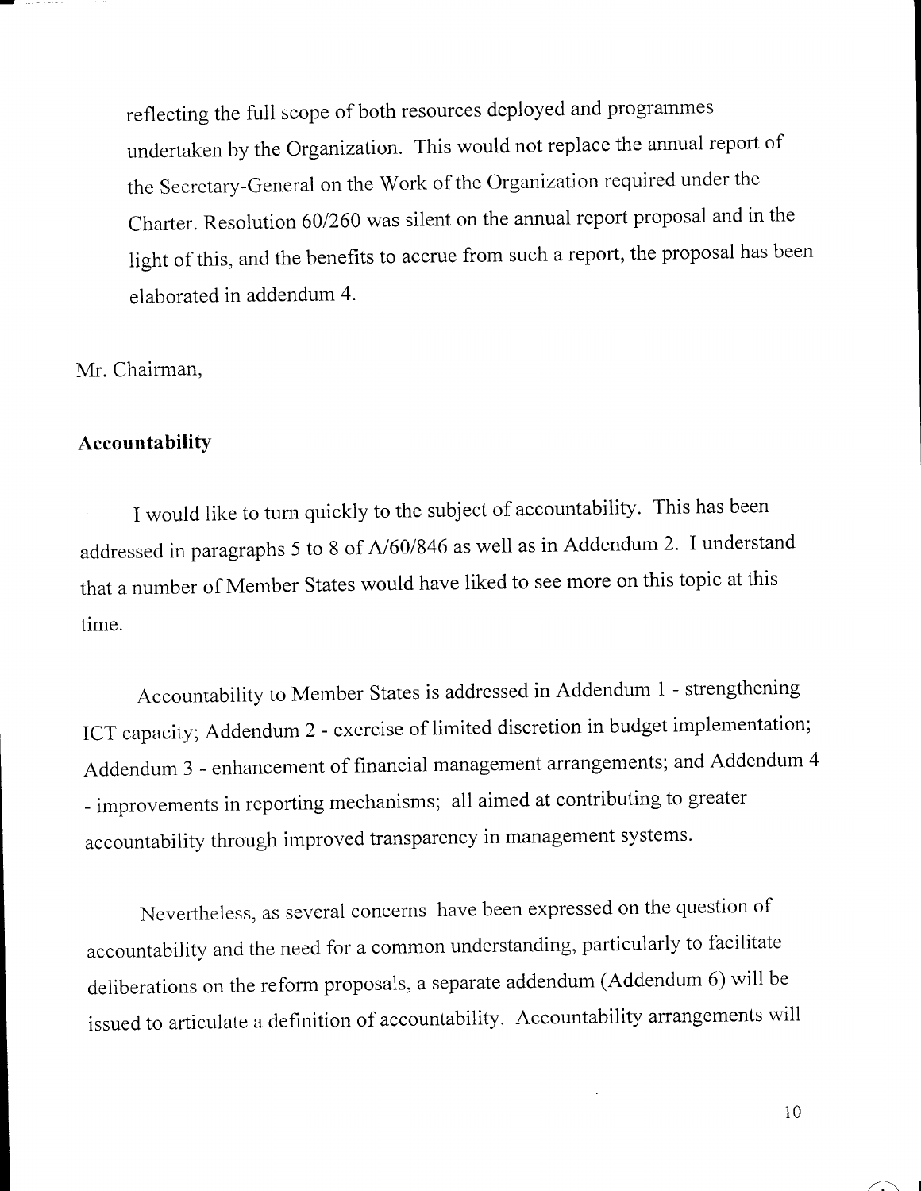reflecting the full scope of both resources deployed and programmes undertaken by the Organization. This would not replace the annual report of the Secretary-General on the Work of the Organization required under the Charter. Resolution 60/260 was silent on the annual report proposal and in the light of this, and the benefits to accrue from such a report, the proposal has been elaborated in addendum 4.

Mr. Chairman,

**Accountability**

I would like to turn quickly to the subject of accountability. This has been addressed in paragraphs 5 to 8 of A/60/846 as well as in Addendum 2. I understand that a number of Member States would have liked to see more on this topic at this time.

Accountability to Member States is addressed in Addendum 1 - strengthening ICT capacity; Addendum 2 - exercise of limited discretion in budget implementation; Addendum 3 - enhancement of financial management arrangements; and Addendum 4 - improvements in reporting mechanisms; all aimed at contributing to greater accountability through improved transparency in management systems.

Nevertheless, as several concerns have been expressed on the question of accountability and the need for a common understanding, particularly to facilitate deliberations on the reform proposals, a separate addendum (Addendum 6) will be issued to articulate a definition of accountability. Accountability arrangements will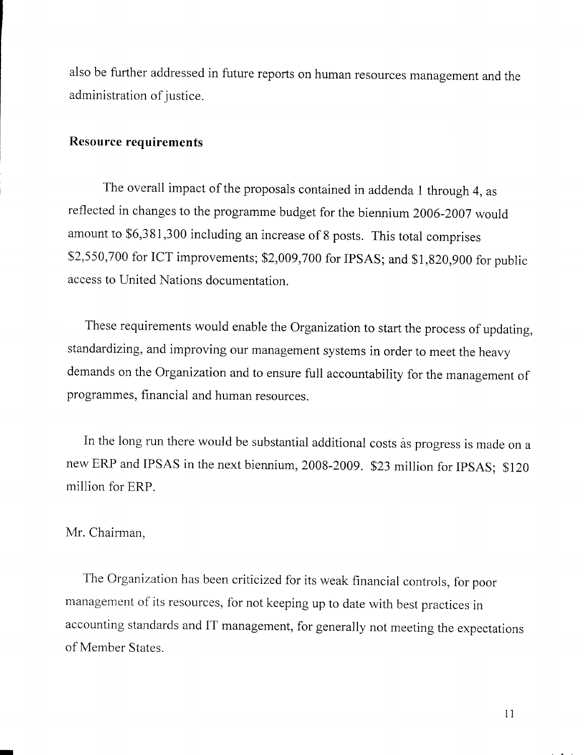also be further addressed in future reports on human resources management and the administration of justice.

**Resource requirements**

The overall impact of the proposals contained in addenda 1 through 4, as reflected in changes to the programme budget for the biennium 2006-2007 would amount to $6,381,300 including an increase of 8 posts. This total comprises $2,550,700 for ICT improvements; $2,009,700 for IPSAS; and $1,820,900 for public access to United Nations documentation.

These requirements would enable the Organization to start the process of updating, standardizing, and improving our management systems in order to meet the heavy demands on the Organization and to ensure full accountability for the management of programmes, financial and human resources.

In the long run there would be substantial additional costs as progress is made on a new ERP and IPSAS in the next biennium, 2008-2009. $23 million for IPSAS; $120 million for ERP.

Mr. Chairman,

The Organization has been criticized for its weak financial controls, for poor management of its resources, for not keeping up to date with best practices in accounting standards and IT management, for generally not meeting the expectations of Member States.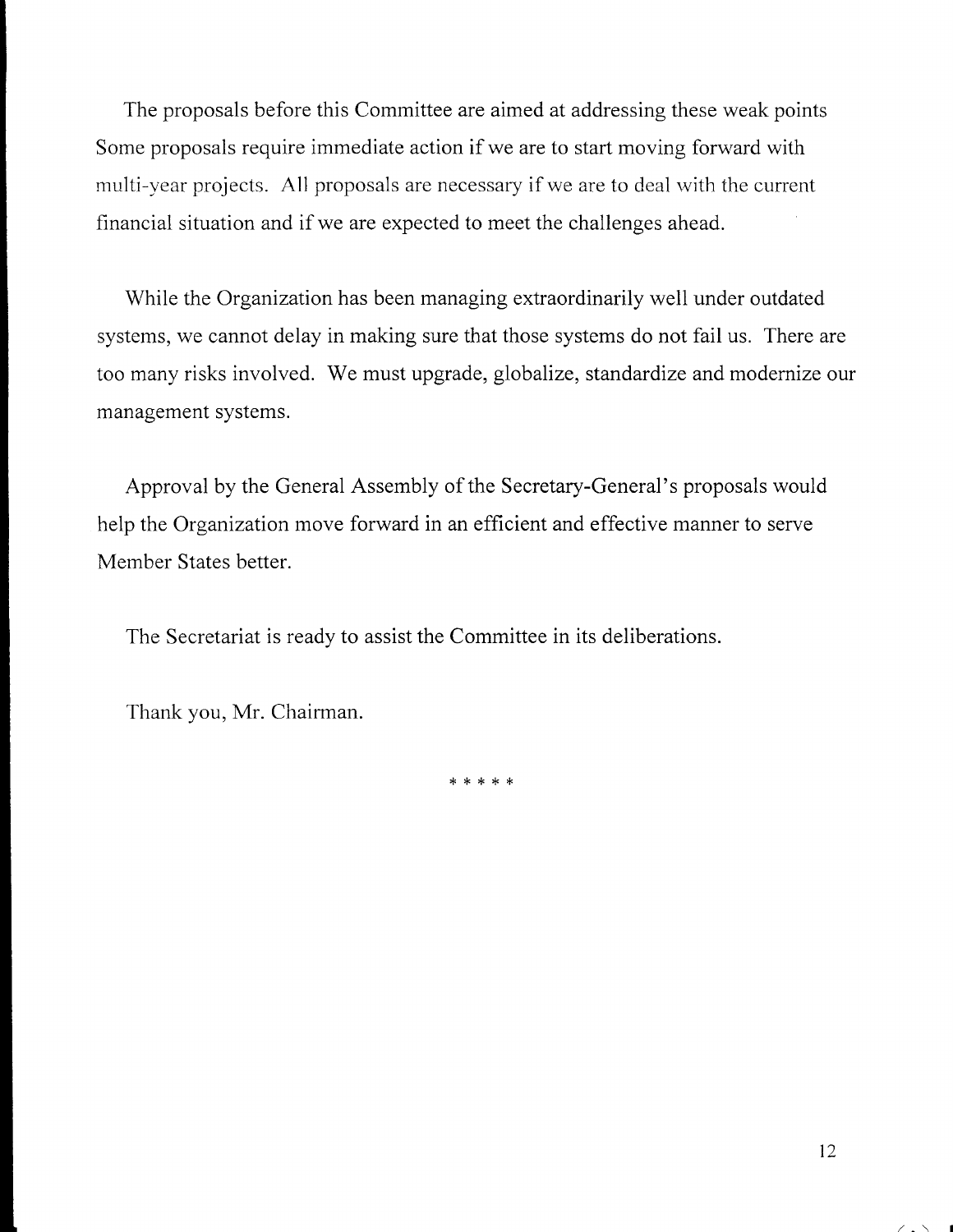The proposals before this Committee are aimed at addressing these weak points Some proposals require immediate action if we are to start moving forward with multi-year projects. All proposals are necessary if we are to deal with the current financial situation and if we are expected to meet the challenges ahead.

While the Organization has been managing extraordinarily well under outdated systems, we cannot delay in making sure that those systems do not fail us. There are too many risks involved. We must upgrade, globalize, standardize and modernize our management systems.

Approval by the General Assembly of the Secretary-General's proposals would help the Organization move forward in an efficient and effective manner to serve Member States better.

The Secretariat is ready to assist the Committee in its deliberations.

Thank you, Mr. Chairman.

\* \* \* \* \*